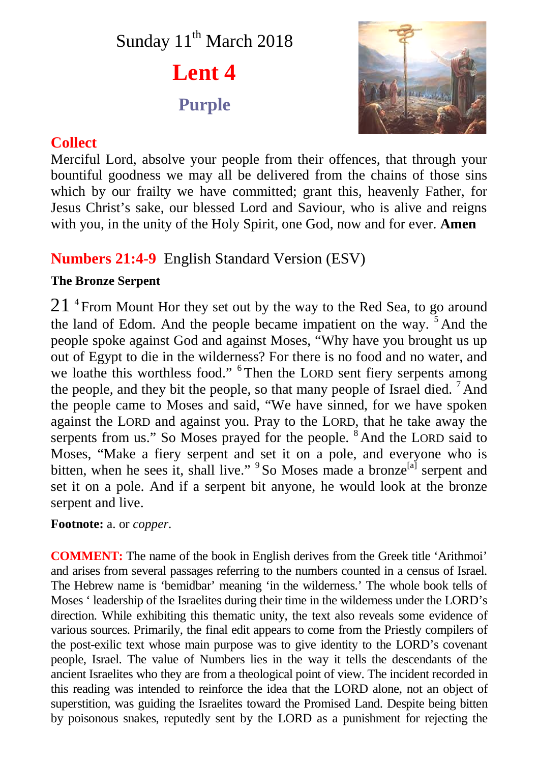Sunday 11th March 2018

# Lent 4

**Purple**

## Collect

Merciful Lord, absolve your people from their offences, that through your bountiful goodness we may all be delivered from the chains of those sins which by our frailty we have committed; grant this, heavenly Father, for Jesus Christ's sake, our blessed Lord and Saviour, who is alive and reigns with you, in the unity of the Holy Spirit, one God, now and for ever. **Amen**

## Numbers 21:4-9 English Standard Version (ESV)

**The Bronze Serpent**

21 [4] From Mount Hor they set out by the way to the Red Sea, to go around the land of Edom. And the people became impatient on the way. [5] And the people spoke against God and against Moses, "Why have you brought us up out of Egypt to die in the wilderness? For there is no food and no water, and we loathe this worthless food." [6] Then the LORD sent fiery serpents among the people, and they bit the people, so that many people of Israel died. [7] And the people came to Moses and said, "We have sinned, for we have spoken against the LORD and against you. Pray to the LORD, that he take away the serpents from us." So Moses prayed for the people. [8] And the LORD said to Moses, "Make a fiery serpent and set it on a pole, and everyone who is bitten, when he sees it, shall live." [9] So Moses made a bronze[a] serpent and set it on a pole. And if a serpent bit anyone, he would look at the bronze serpent and live.

**Footnote:** a. or *copper*.

**COMMENT:** The name of the book in English derives from the Greek title 'Arithmoi' and arises from several passages referring to the numbers counted in a census of Israel. The Hebrew name is 'bemidbar' meaning 'in the wilderness.' The whole book tells of Moses ' leadership of the Israelites during their time in the wilderness under the LORD's direction. While exhibiting this thematic unity, the text also reveals some evidence of various sources. Primarily, the final edit appears to come from the Priestly compilers of the post-exilic text whose main purpose was to give identity to the LORD's covenant people, Israel. The value of Numbers lies in the way it tells the descendants of the ancient Israelites who they are from a theological point of view. The incident recorded in this reading was intended to reinforce the idea that the LORD alone, not an object of superstition, was guiding the Israelites toward the Promised Land. Despite being bitten by poisonous snakes, reputedly sent by the LORD as a punishment for rejecting the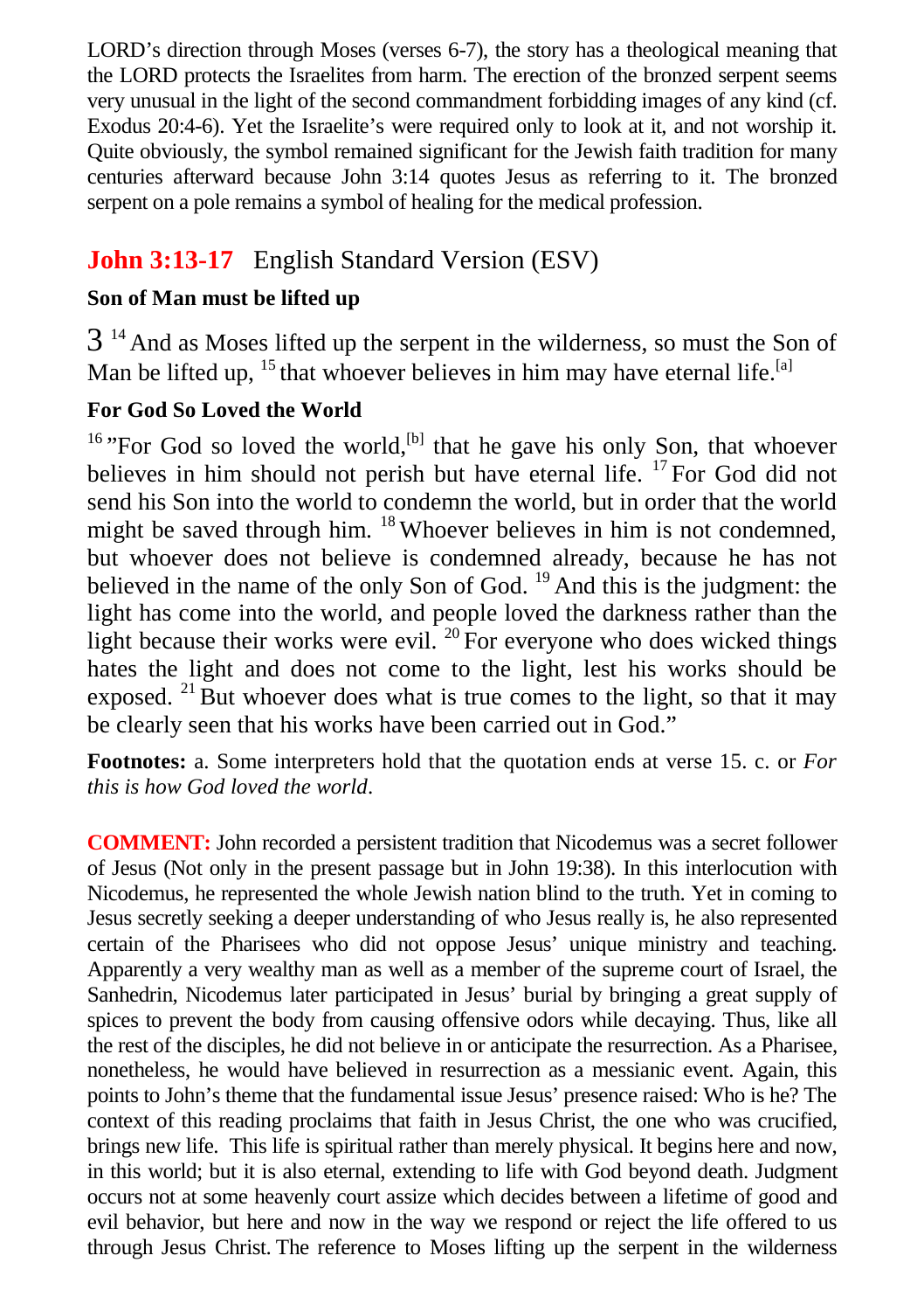LORD's direction through Moses (verses 6-7), the story has a theological meaning that the LORD protects the Israelites from harm. The erection of the bronzed serpent seems very unusual in the light of the second commandment forbidding images of any kind (cf. Exodus 20:4-6). Yet the Israelite's were required only to look at it, and not worship it. Quite obviously, the symbol remained significant for the Jewish faith tradition for many centuries afterward because John 3:14 quotes Jesus as referring to it. The bronzed serpent on a pole remains a symbol of healing for the medical profession.

## John 3:13-17 English Standard Version (ESV)

**Son of Man must be lifted up**

3 [14] And as Moses lifted up the serpent in the wilderness, so must the Son of Man be lifted up, [15] that whoever believes in him may have eternal life.[a]

**For God So Loved the World**

[16] "For God so loved the world,[b] that he gave his only Son, that whoever believes in him should not perish but have eternal life. [17] For God did not send his Son into the world to condemn the world, but in order that the world might be saved through him. [18] Whoever believes in him is not condemned, but whoever does not believe is condemned already, because he has not believed in the name of the only Son of God. [19] And this is the judgment: the light has come into the world, and people loved the darkness rather than the light because their works were evil. [20] For everyone who does wicked things hates the light and does not come to the light, lest his works should be exposed. [21] But whoever does what is true comes to the light, so that it may be clearly seen that his works have been carried out in God."

**Footnotes:** a. Some interpreters hold that the quotation ends at verse 15. c. or *For this is how God loved the world*.

**COMMENT:** John recorded a persistent tradition that Nicodemus was a secret follower of Jesus (Not only in the present passage but in John 19:38). In this interlocution with Nicodemus, he represented the whole Jewish nation blind to the truth. Yet in coming to Jesus secretly seeking a deeper understanding of who Jesus really is, he also represented certain of the Pharisees who did not oppose Jesus' unique ministry and teaching. Apparently a very wealthy man as well as a member of the supreme court of Israel, the Sanhedrin, Nicodemus later participated in Jesus' burial by bringing a great supply of spices to prevent the body from causing offensive odors while decaying. Thus, like all the rest of the disciples, he did not believe in or anticipate the resurrection. As a Pharisee, nonetheless, he would have believed in resurrection as a messianic event. Again, this points to John's theme that the fundamental issue Jesus' presence raised: Who is he? The context of this reading proclaims that faith in Jesus Christ, the one who was crucified, brings new life. This life is spiritual rather than merely physical. It begins here and now, in this world; but it is also eternal, extending to life with God beyond death. Judgment occurs not at some heavenly court assize which decides between a lifetime of good and evil behavior, but here and now in the way we respond or reject the life offered to us through Jesus Christ. The reference to Moses lifting up the serpent in the wilderness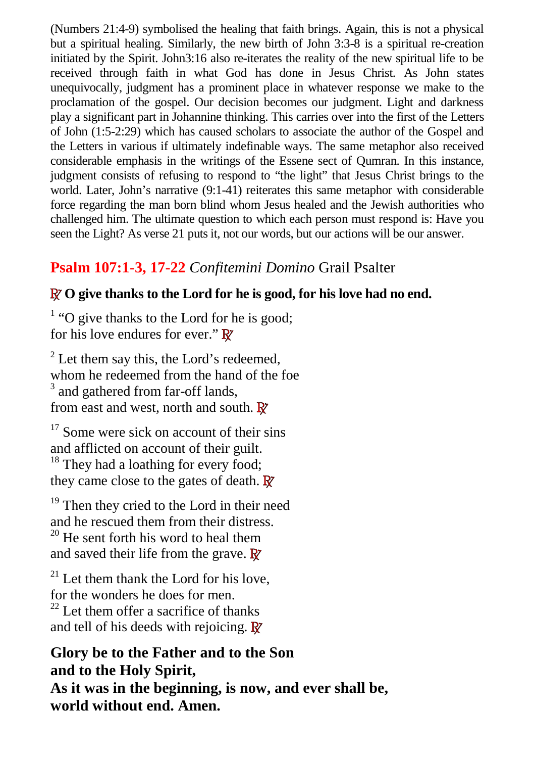(Numbers 21:4-9) symbolised the healing that faith brings. Again, this is not a physical but a spiritual healing. Similarly, the new birth of John 3:3-8 is a spiritual re-creation initiated by the Spirit. John3:16 also re-iterates the reality of the new spiritual life to be received through faith in what God has done in Jesus Christ. As John states unequivocally, judgment has a prominent place in whatever response we make to the proclamation of the gospel. Our decision becomes our judgment. Light and darkness play a significant part in Johannine thinking. This carries over into the first of the Letters of John (1:5-2:29) which has caused scholars to associate the author of the Gospel and the Letters in various if ultimately indefinable ways. The same metaphor also received considerable emphasis in the writings of the Essene sect of Qumran. In this instance, judgment consists of refusing to respond to "the light" that Jesus Christ brings to the world. Later, John's narrative (9:1-41) reiterates this same metaphor with considerable force regarding the man born blind whom Jesus healed and the Jewish authorities who challenged him. The ultimate question to which each person must respond is: Have you seen the Light? As verse 21 puts it, not our words, but our actions will be our answer.

## **Psalm 107:1-3, 17-22** *Confitemini Domino* Grail Psalter

**℟ O give thanks to the Lord for he is good, for his love had no end.**

[1] "O give thanks to the Lord for he is good;
for his love endures for ever." ℟

[2] Let them say this, the Lord's redeemed,
whom he redeemed from the hand of the foe
[3] and gathered from far-off lands,
from east and west, north and south. ℟

[17] Some were sick on account of their sins
and afflicted on account of their guilt.
[18] They had a loathing for every food;
they came close to the gates of death. ℟

[19] Then they cried to the Lord in their need
and he rescued them from their distress.
[20] He sent forth his word to heal them
and saved their life from the grave. ℟

[21] Let them thank the Lord for his love,
for the wonders he does for men.
[22] Let them offer a sacrifice of thanks
and tell of his deeds with rejoicing. ℟

**Glory be to the Father and to the Son
and to the Holy Spirit,
As it was in the beginning, is now, and ever shall be,
world without end. Amen.**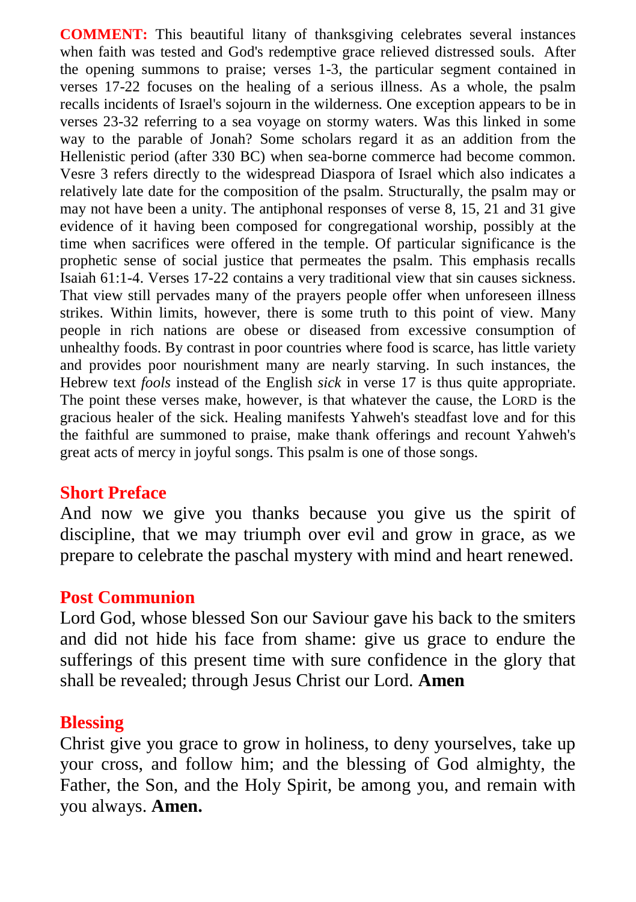**COMMENT:** This beautiful litany of thanksgiving celebrates several instances when faith was tested and God's redemptive grace relieved distressed souls. After the opening summons to praise; verses 1-3, the particular segment contained in verses 17-22 focuses on the healing of a serious illness. As a whole, the psalm recalls incidents of Israel's sojourn in the wilderness. One exception appears to be in verses 23-32 referring to a sea voyage on stormy waters. Was this linked in some way to the parable of Jonah? Some scholars regard it as an addition from the Hellenistic period (after 330 BC) when sea-borne commerce had become common. Vesre 3 refers directly to the widespread Diaspora of Israel which also indicates a relatively late date for the composition of the psalm. Structurally, the psalm may or may not have been a unity. The antiphonal responses of verse 8, 15, 21 and 31 give evidence of it having been composed for congregational worship, possibly at the time when sacrifices were offered in the temple. Of particular significance is the prophetic sense of social justice that permeates the psalm. This emphasis recalls Isaiah 61:1-4. Verses 17-22 contains a very traditional view that sin causes sickness. That view still pervades many of the prayers people offer when unforeseen illness strikes. Within limits, however, there is some truth to this point of view. Many people in rich nations are obese or diseased from excessive consumption of unhealthy foods. By contrast in poor countries where food is scarce, has little variety and provides poor nourishment many are nearly starving. In such instances, the Hebrew text *fools* instead of the English *sick* in verse 17 is thus quite appropriate. The point these verses make, however, is that whatever the cause, the LORD is the gracious healer of the sick. Healing manifests Yahweh's steadfast love and for this the faithful are summoned to praise, make thank offerings and recount Yahweh's great acts of mercy in joyful songs. This psalm is one of those songs.

## Short Preface

And now we give you thanks because you give us the spirit of discipline, that we may triumph over evil and grow in grace, as we prepare to celebrate the paschal mystery with mind and heart renewed.

## Post Communion

Lord God, whose blessed Son our Saviour gave his back to the smiters and did not hide his face from shame: give us grace to endure the sufferings of this present time with sure confidence in the glory that shall be revealed; through Jesus Christ our Lord. **Amen**

## Blessing

Christ give you grace to grow in holiness, to deny yourselves, take up your cross, and follow him; and the blessing of God almighty, the Father, the Son, and the Holy Spirit, be among you, and remain with you always. **Amen.**